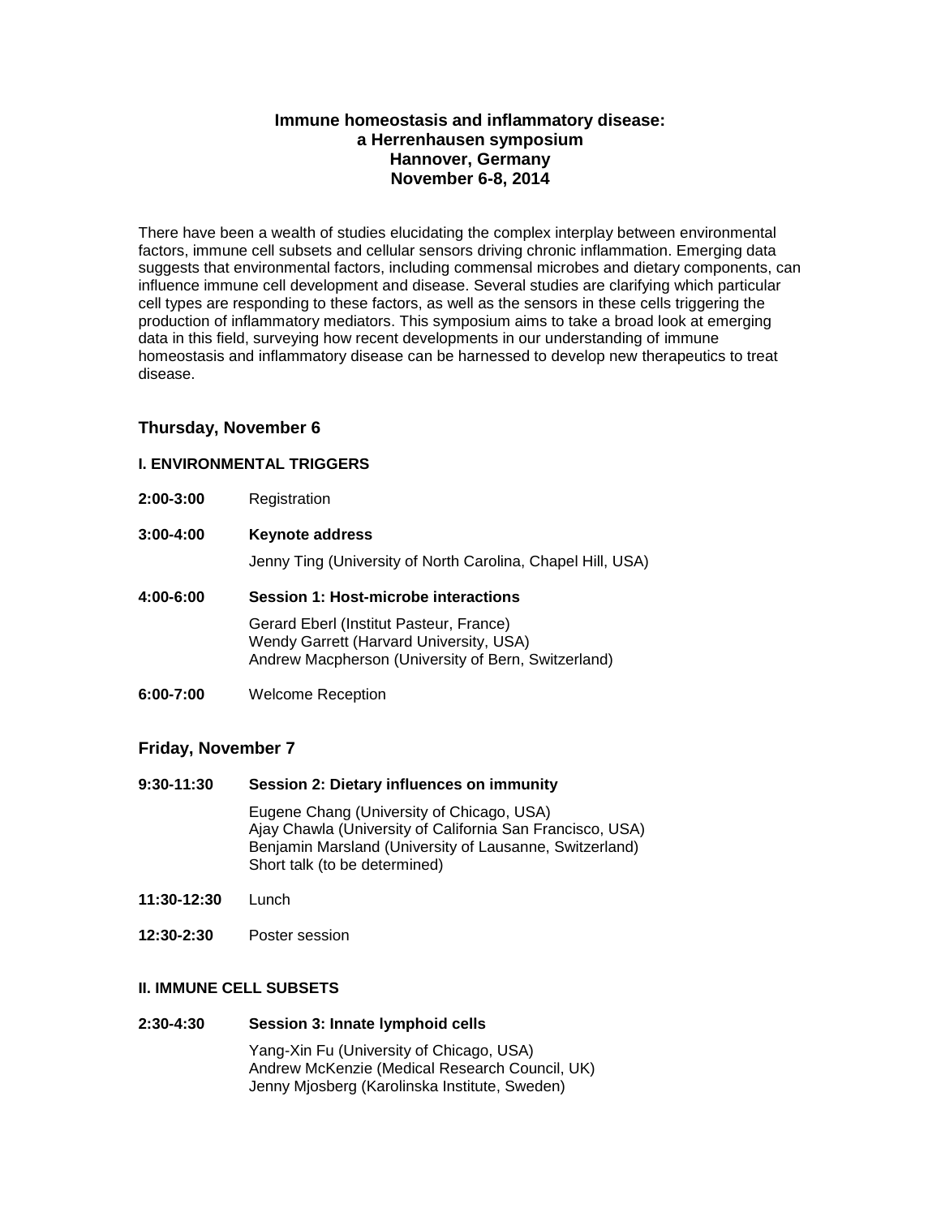# Immune homeostasis and inflammatory disease:
# a Herrenhausen symposium
# Hannover, Germany
# November 6-8, 2014

There have been a wealth of studies elucidating the complex interplay between environmental factors, immune cell subsets and cellular sensors driving chronic inflammation. Emerging data suggests that environmental factors, including commensal microbes and dietary components, can influence immune cell development and disease. Several studies are clarifying which particular cell types are responding to these factors, as well as the sensors in these cells triggering the production of inflammatory mediators. This symposium aims to take a broad look at emerging data in this field, surveying how recent developments in our understanding of immune homeostasis and inflammatory disease can be harnessed to develop new therapeutics to treat disease.

## Thursday, November 6

### I. ENVIRONMENTAL TRIGGERS

**2:00-3:00** Registration

**3:00-4:00** **Keynote address**

Jenny Ting (University of North Carolina, Chapel Hill, USA)

**4:00-6:00** **Session 1: Host-microbe interactions**

Gerard Eberl (Institut Pasteur, France)
Wendy Garrett (Harvard University, USA)
Andrew Macpherson (University of Bern, Switzerland)

**6:00-7:00** Welcome Reception

## Friday, November 7

**9:30-11:30** **Session 2: Dietary influences on immunity**

Eugene Chang (University of Chicago, USA)
Ajay Chawla (University of California San Francisco, USA)
Benjamin Marsland (University of Lausanne, Switzerland)
Short talk (to be determined)

**11:30-12:30** Lunch

**12:30-2:30** Poster session

### II. IMMUNE CELL SUBSETS

**2:30-4:30** **Session 3: Innate lymphoid cells**

Yang-Xin Fu (University of Chicago, USA)
Andrew McKenzie (Medical Research Council, UK)
Jenny Mjosberg (Karolinska Institute, Sweden)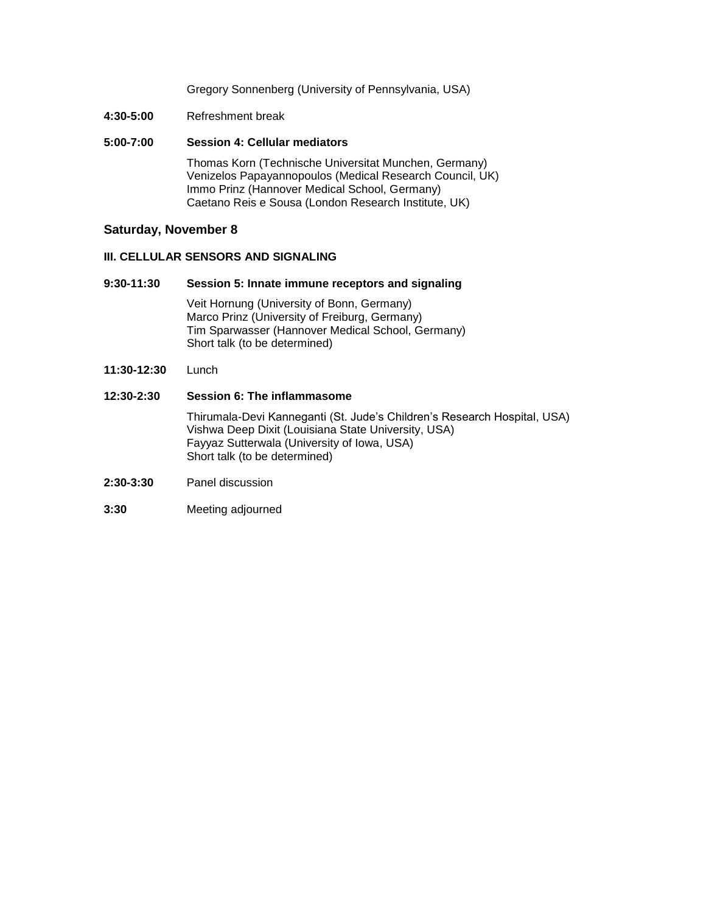Gregory Sonnenberg (University of Pennsylvania, USA)

**4:30-5:00** Refreshment break

**5:00-7:00** **Session 4: Cellular mediators**

Thomas Korn (Technische Universitat Munchen, Germany)
Venizelos Papayannopoulos (Medical Research Council, UK)
Immo Prinz (Hannover Medical School, Germany)
Caetano Reis e Sousa (London Research Institute, UK)

## Saturday, November 8

### III. CELLULAR SENSORS AND SIGNALING

**9:30-11:30** **Session 5: Innate immune receptors and signaling**

Veit Hornung (University of Bonn, Germany)
Marco Prinz (University of Freiburg, Germany)
Tim Sparwasser (Hannover Medical School, Germany)
Short talk (to be determined)

**11:30-12:30** Lunch

**12:30-2:30** **Session 6: The inflammasome**

Thirumala-Devi Kanneganti (St. Jude's Children's Research Hospital, USA)
Vishwa Deep Dixit (Louisiana State University, USA)
Fayyaz Sutterwala (University of Iowa, USA)
Short talk (to be determined)

**2:30-3:30** Panel discussion

**3:30** Meeting adjourned